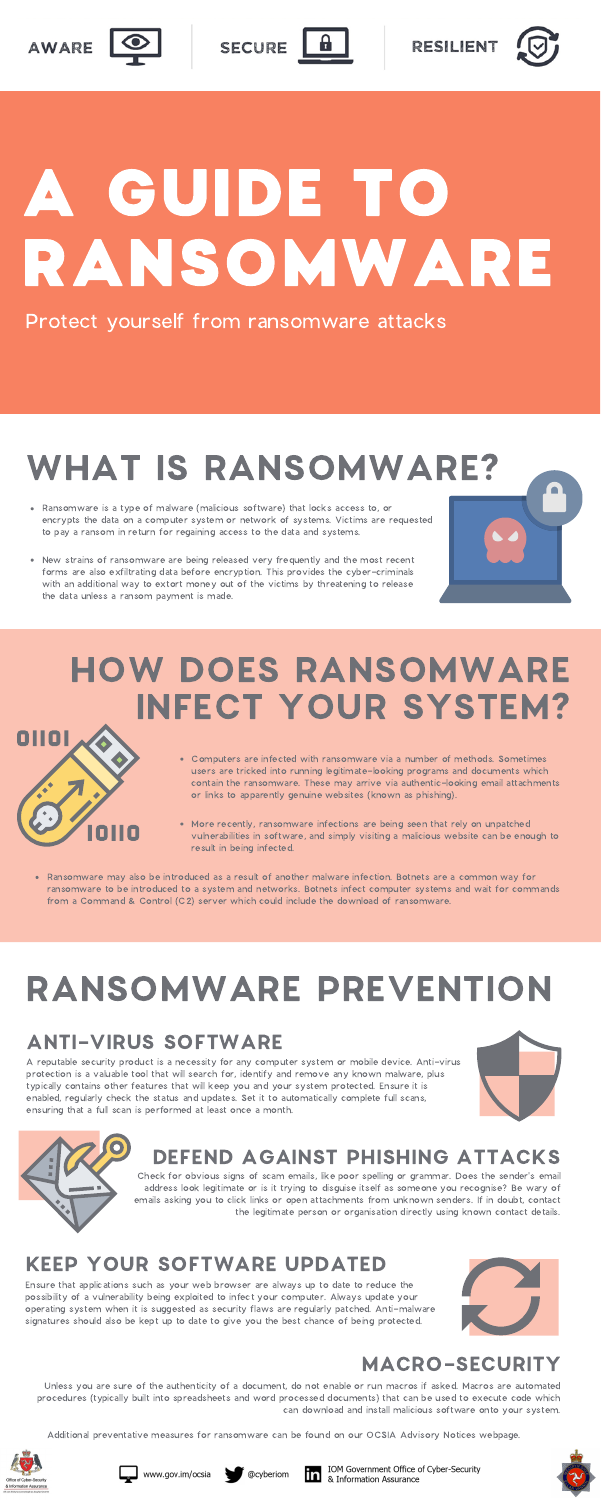AWARE SECURE RESILIENT

# A GUIDE TO RANSOMWARE

Protect yourself from ransomware attacks

## WHAT IS RANSOMWARE?

- Ransomware is a type of malware (malicious software) that locks access to, or encrypts the data on a computer system or network of systems. Victims are requested to pay a ransom in return for regaining access to the data and systems.
- New strains of ransomware are being released very frequently and the most recent forms are also exfiltrating data before encryption. This provides the cyber-criminals with an additional way to extort money out of the victims by threatening to release the data unless a ransom payment is made.

## HOW DOES RANSOMWARE INFECT YOUR SYSTEM?

- Computers are infected with ransomware via a number of methods. Sometimes users are tricked into running legitimate-looking programs and documents which contain the ransomware. These may arrive via authentic-looking email attachments or links to apparently genuine websites (known as phishing).
- More recently, ransomware infections are being seen that rely on unpatched vulnerabilities in software, and simply visiting a malicious website can be enough to result in being infected.
- Ransomware may also be introduced as a result of another malware infection. Botnets are a common way for ransomware to be introduced to a system and networks. Botnets infect computer systems and wait for commands from a Command & Control (C2) server which could include the download of ransomware.

## RANSOMWARE PREVENTION

### ANTI-VIRUS SOFTWARE

A reputable security product is a necessity for any computer system or mobile device. Anti-virus protection is a valuable tool that will search for, identify and remove any known malware, plus typically contains other features that will keep you and your system protected. Ensure it is enabled, regularly check the status and updates. Set it to automatically complete full scans, ensuring that a full scan is performed at least once a month.

### DEFEND AGAINST PHISHING ATTACKS

Check for obvious signs of scam emails, like poor spelling or grammar. Does the sender's email address look legitimate or is it trying to disguise itself as someone you recognise? Be wary of emails asking you to click links or open attachments from unknown senders. If in doubt, contact the legitimate person or organisation directly using known contact details.

### KEEP YOUR SOFTWARE UPDATED

Ensure that applications such as your web browser are always up to date to reduce the possibility of a vulnerability being exploited to infect your computer. Always update your operating system when it is suggested as security flaws are regularly patched. Anti-malware signatures should also be kept up to date to give you the best chance of being protected.

### MACRO-SECURITY

Unless you are sure of the authenticity of a document, do not enable or run macros if asked. Macros are automated procedures (typically built into spreadsheets and word processed documents) that can be used to execute code which can download and install malicious software onto your system.

Additional preventative measures for ransomware can be found on our OCSIA Advisory Notices webpage.

www.gov.im/ocsia @cyberiom IOM Government Office of Cyber-Security & Information Assurance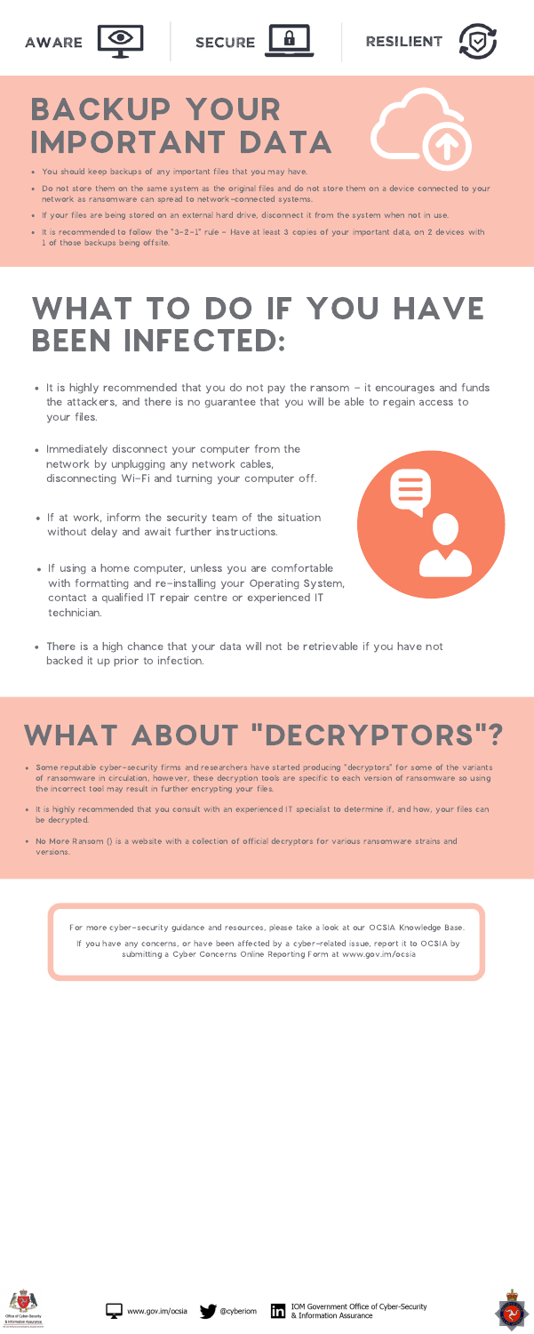AWARE SECURE RESILIENT

# BACKUP YOUR IMPORTANT DATA

- You should keep backups of any important files that you may have.
- Do not store them on the same system as the original files and do not store them on a device connected to your network as ransomware can spread to network-connected systems.
- If your files are being stored on an external hard drive, disconnect it from the system when not in use.
- It is recommended to follow the "3-2-1" rule - Have at least 3 copies of your important data, on 2 devices with 1 of those backups being offsite.

# WHAT TO DO IF YOU HAVE BEEN INFECTED:

- It is highly recommended that you do not pay the ransom - it encourages and funds the attackers, and there is no guarantee that you will be able to regain access to your files.
- Immediately disconnect your computer from the network by unplugging any network cables, disconnecting Wi-Fi and turning your computer off.
- If at work, inform the security team of the situation without delay and await further instructions.
- If using a home computer, unless you are comfortable with formatting and re-installing your Operating System, contact a qualified IT repair centre or experienced IT technician.
- There is a high chance that your data will not be retrievable if you have not backed it up prior to infection.

# WHAT ABOUT "DECRYPTORS"?

- Some reputable cyber-security firms and researchers have started producing "decryptors" for some of the variants of ransomware in circulation, however, these decryption tools are specific to each version of ransomware so using the incorrect tool may result in further encrypting your files.
- It is highly recommended that you consult with an experienced IT specialist to determine if, and how, your files can be decrypted.
- No More Ransom () is a website with a collection of official decryptors for various ransomware strains and versions.

For more cyber-security guidance and resources, please take a look at our OCSIA Knowledge Base.

If you have any concerns, or have been affected by a cyber-related issue, report it to OCSIA by submitting a Cyber Concerns Online Reporting Form at www.gov.im/ocsia

Office of Cyber-Security & Information Assurance

www.gov.im/ocsia @cyberiom IOM Government Office of Cyber-Security & Information Assurance